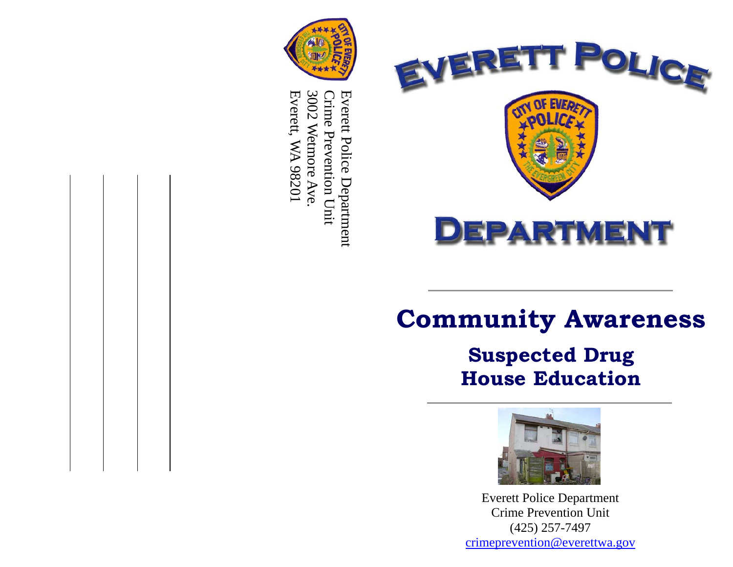Everett Police Department
Crime Prevention Unit
3002 Wetmore Ave.
Everett, WA 98201

# EVERETT POLICE DEPARTMENT

## Community Awareness

### Suspected Drug House Education

Everett Police Department
Crime Prevention Unit
(425) 257-7497
crimeprevention@everettwa.gov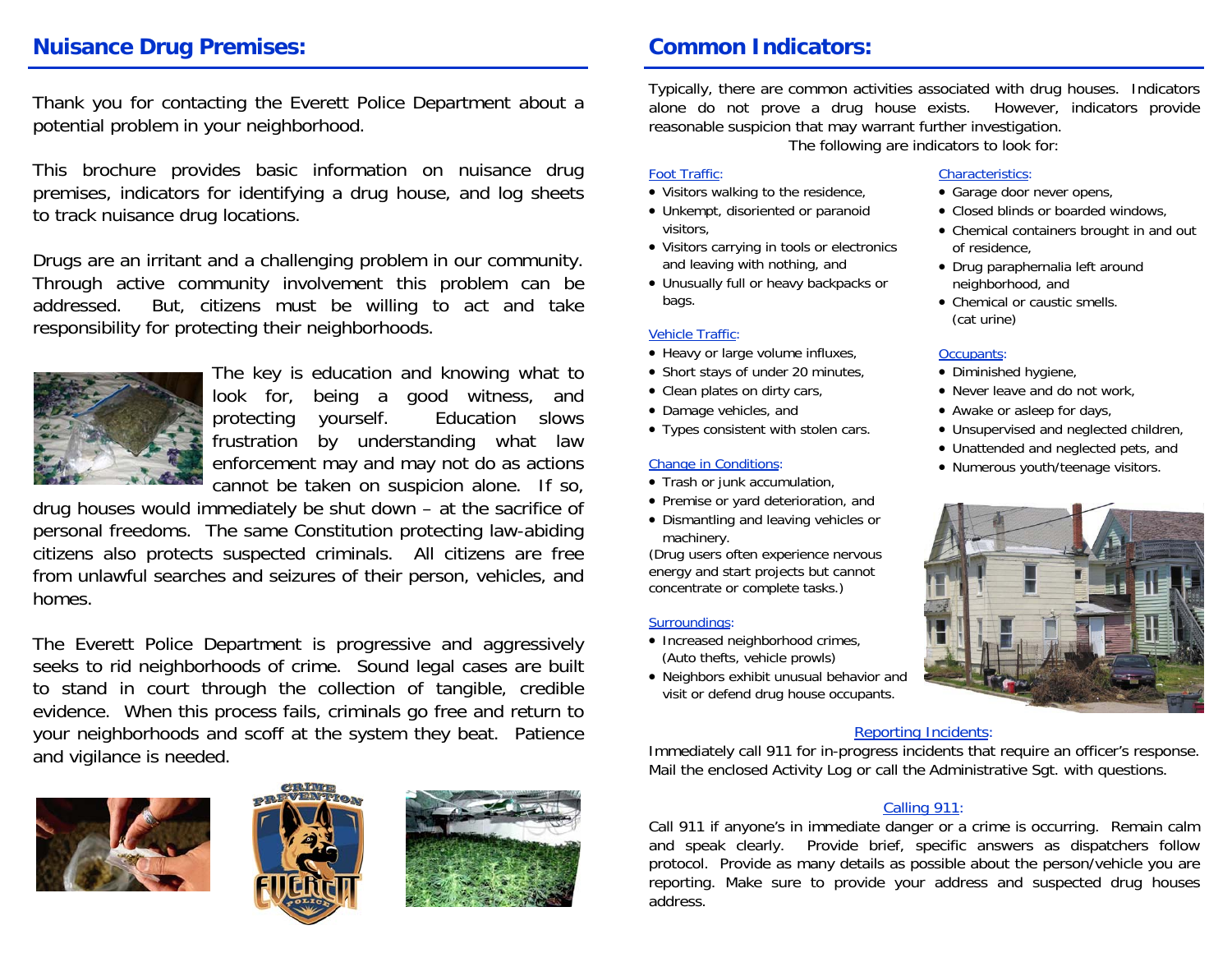## Nuisance Drug Premises:

Thank you for contacting the Everett Police Department about a potential problem in your neighborhood.

This brochure provides basic information on nuisance drug premises, indicators for identifying a drug house, and log sheets to track nuisance drug locations.

Drugs are an irritant and a challenging problem in our community. Through active community involvement this problem can be addressed. But, citizens must be willing to act and take responsibility for protecting their neighborhoods.

The key is education and knowing what to look for, being a good witness, and protecting yourself. Education slows frustration by understanding what law enforcement may and may not do as actions cannot be taken on suspicion alone. If so, drug houses would immediately be shut down – at the sacrifice of personal freedoms. The same Constitution protecting law-abiding citizens also protects suspected criminals. All citizens are free from unlawful searches and seizures of their person, vehicles, and homes.

The Everett Police Department is progressive and aggressively seeks to rid neighborhoods of crime. Sound legal cases are built to stand in court through the collection of tangible, credible evidence. When this process fails, criminals go free and return to your neighborhoods and scoff at the system they beat. Patience and vigilance is needed.

## Common Indicators:

Typically, there are common activities associated with drug houses. Indicators alone do not prove a drug house exists. However, indicators provide reasonable suspicion that may warrant further investigation.

The following are indicators to look for:

Foot Traffic:

- Visitors walking to the residence,
- Unkempt, disoriented or paranoid visitors,
- Visitors carrying in tools or electronics and leaving with nothing, and
- Unusually full or heavy backpacks or bags.

Vehicle Traffic:

- Heavy or large volume influxes,
- Short stays of under 20 minutes,
- Clean plates on dirty cars,
- Damage vehicles, and
- Types consistent with stolen cars.

Change in Conditions:

- Trash or junk accumulation,
- Premise or yard deterioration, and
- Dismantling and leaving vehicles or machinery.

(Drug users often experience nervous energy and start projects but cannot concentrate or complete tasks.)

Surroundings:

- Increased neighborhood crimes, (Auto thefts, vehicle prowls)
- Neighbors exhibit unusual behavior and visit or defend drug house occupants.

Characteristics:

- Garage door never opens,
- Closed blinds or boarded windows,
- Chemical containers brought in and out of residence,
- Drug paraphernalia left around neighborhood, and
- Chemical or caustic smells. (cat urine)

Occupants:

- Diminished hygiene,
- Never leave and do not work,
- Awake or asleep for days,
- Unsupervised and neglected children,
- Unattended and neglected pets, and
- Numerous youth/teenage visitors.

Reporting Incidents:

Immediately call 911 for in-progress incidents that require an officer's response. Mail the enclosed Activity Log or call the Administrative Sgt. with questions.

Calling 911:

Call 911 if anyone's in immediate danger or a crime is occurring. Remain calm and speak clearly. Provide brief, specific answers as dispatchers follow protocol. Provide as many details as possible about the person/vehicle you are reporting. Make sure to provide your address and suspected drug houses address.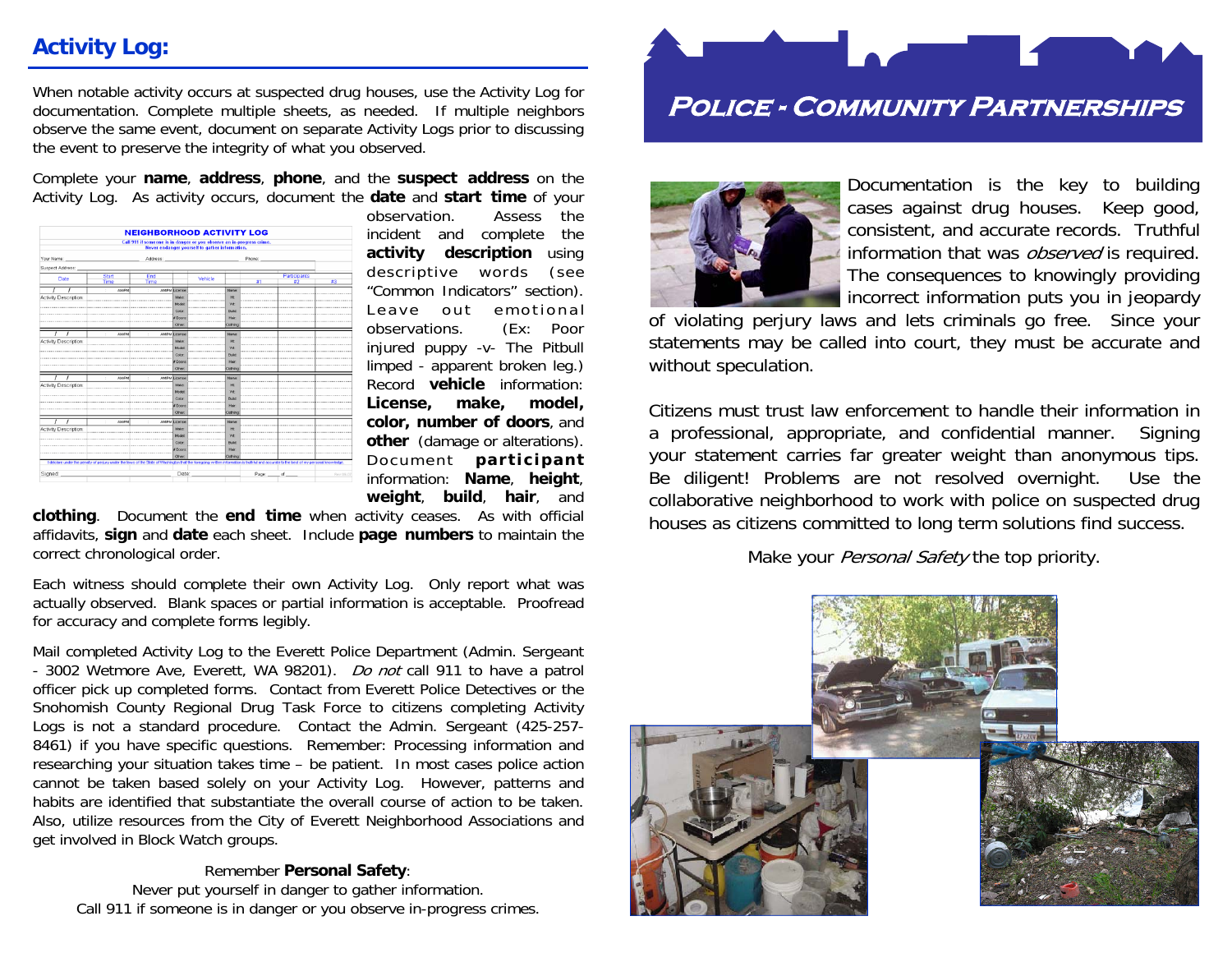## Activity Log:

When notable activity occurs at suspected drug houses, use the Activity Log for documentation. Complete multiple sheets, as needed. If multiple neighbors observe the same event, document on separate Activity Logs prior to discussing the event to preserve the integrity of what you observed.

Complete your **name**, **address**, **phone**, and the **suspect address** on the Activity Log. As activity occurs, document the **date** and **start time** of your observation. Assess the incident and complete the **activity description** using descriptive words (see "Common Indicators" section). Leave out emotional observations. (Ex: Poor injured puppy -v- The Pitbull limped - apparent broken leg.) Record **vehicle** information: **License, make, model, color, number of doors**, and **other** (damage or alterations). Document **participant** information: **Name**, **height**, **weight**, **build**, **hair**, and **clothing**. Document the **end time** when activity ceases. As with official affidavits, **sign** and **date** each sheet. Include **page numbers** to maintain the correct chronological order.

Each witness should complete their own Activity Log. Only report what was actually observed. Blank spaces or partial information is acceptable. Proofread for accuracy and complete forms legibly.

Mail completed Activity Log to the Everett Police Department (Admin. Sergeant - 3002 Wetmore Ave, Everett, WA 98201). *Do not* call 911 to have a patrol officer pick up completed forms. Contact from Everett Police Detectives or the Snohomish County Regional Drug Task Force to citizens completing Activity Logs is not a standard procedure. Contact the Admin. Sergeant (425-257-8461) if you have specific questions. Remember: Processing information and researching your situation takes time – be patient. In most cases police action cannot be taken based solely on your Activity Log. However, patterns and habits are identified that substantiate the overall course of action to be taken. Also, utilize resources from the City of Everett Neighborhood Associations and get involved in Block Watch groups.

Remember **Personal Safety**:
Never put yourself in danger to gather information.
Call 911 if someone is in danger or you observe in-progress crimes.

# POLICE - COMMUNITY PARTNERSHIPS

Documentation is the key to building cases against drug houses. Keep good, consistent, and accurate records. Truthful information that was *observed* is required. The consequences to knowingly providing incorrect information puts you in jeopardy of violating perjury laws and lets criminals go free. Since your statements may be called into court, they must be accurate and without speculation.

Citizens must trust law enforcement to handle their information in a professional, appropriate, and confidential manner. Signing your statement carries far greater weight than anonymous tips. Be diligent! Problems are not resolved overnight. Use the collaborative neighborhood to work with police on suspected drug houses as citizens committed to long term solutions find success.

Make your *Personal Safety* the top priority.